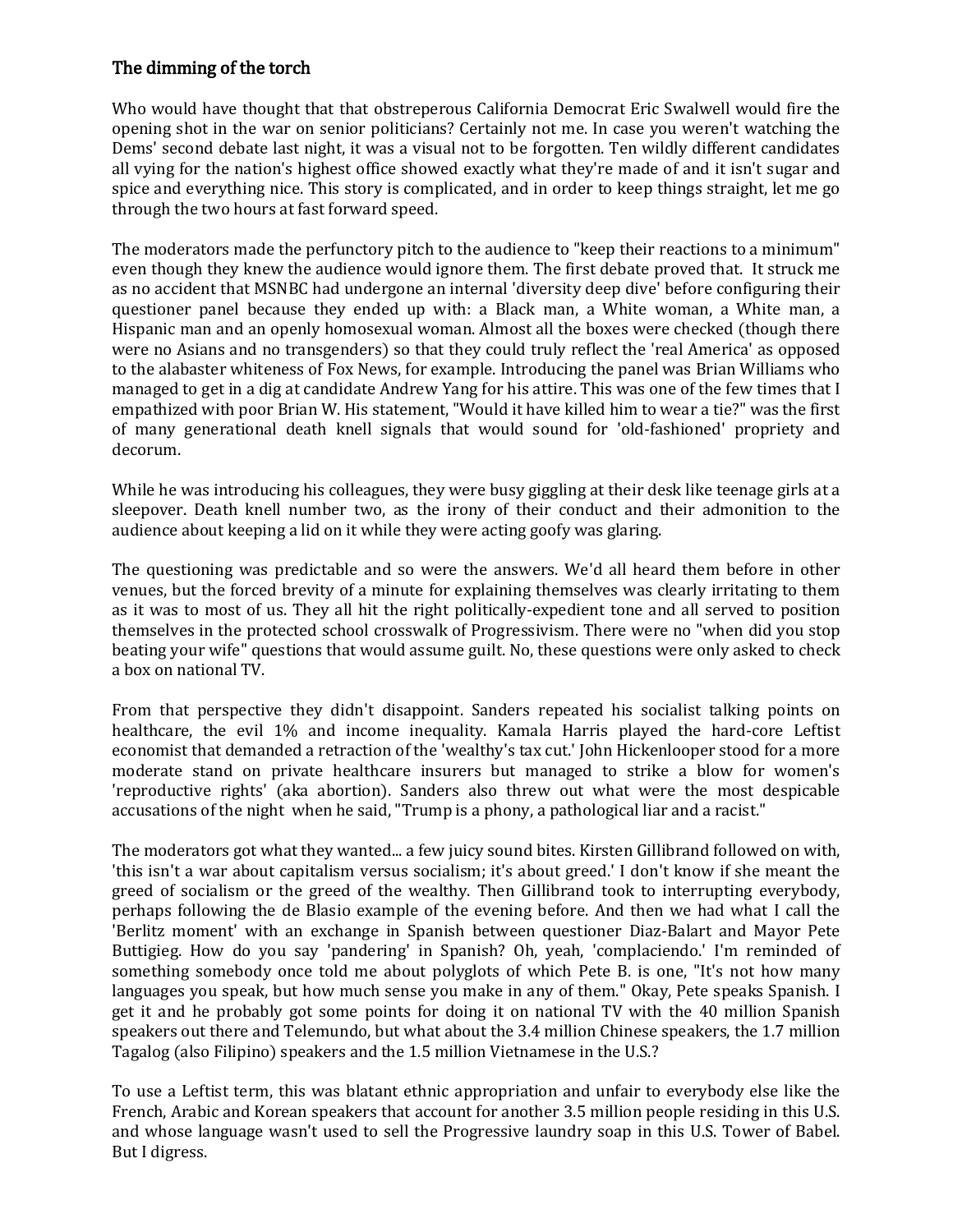## The dimming of the torch

Who would have thought that that obstreperous California Democrat Eric Swalwell would fire the opening shot in the war on senior politicians? Certainly not me. In case you weren't watching the Dems' second debate last night, it was a visual not to be forgotten. Ten wildly different candidates all vying for the nation's highest office showed exactly what they're made of and it isn't sugar and spice and everything nice. This story is complicated, and in order to keep things straight, let me go through the two hours at fast forward speed.

The moderators made the perfunctory pitch to the audience to "keep their reactions to a minimum" even though they knew the audience would ignore them. The first debate proved that. It struck me as no accident that MSNBC had undergone an internal 'diversity deep dive' before configuring their questioner panel because they ended up with: a Black man, a White woman, a White man, a Hispanic man and an openly homosexual woman. Almost all the boxes were checked (though there were no Asians and no transgenders) so that they could truly reflect the 'real America' as opposed to the alabaster whiteness of Fox News, for example. Introducing the panel was Brian Williams who managed to get in a dig at candidate Andrew Yang for his attire. This was one of the few times that I empathized with poor Brian W. His statement, "Would it have killed him to wear a tie?" was the first of many generational death knell signals that would sound for 'old-fashioned' propriety and decorum.

While he was introducing his colleagues, they were busy giggling at their desk like teenage girls at a sleepover. Death knell number two, as the irony of their conduct and their admonition to the audience about keeping a lid on it while they were acting goofy was glaring.

The questioning was predictable and so were the answers. We'd all heard them before in other venues, but the forced brevity of a minute for explaining themselves was clearly irritating to them as it was to most of us. They all hit the right politically-expedient tone and all served to position themselves in the protected school crosswalk of Progressivism. There were no "when did you stop beating your wife" questions that would assume guilt. No, these questions were only asked to check a box on national TV.

From that perspective they didn't disappoint. Sanders repeated his socialist talking points on healthcare, the evil 1% and income inequality. Kamala Harris played the hard-core Leftist economist that demanded a retraction of the 'wealthy's tax cut.' John Hickenlooper stood for a more moderate stand on private healthcare insurers but managed to strike a blow for women's 'reproductive rights' (aka abortion). Sanders also threw out what were the most despicable accusations of the night when he said, "Trump is a phony, a pathological liar and a racist."

The moderators got what they wanted... a few juicy sound bites. Kirsten Gillibrand followed on with, 'this isn't a war about capitalism versus socialism; it's about greed.' I don't know if she meant the greed of socialism or the greed of the wealthy. Then Gillibrand took to interrupting everybody, perhaps following the de Blasio example of the evening before. And then we had what I call the 'Berlitz moment' with an exchange in Spanish between questioner Diaz-Balart and Mayor Pete Buttigieg. How do you say 'pandering' in Spanish? Oh, yeah, 'complaciendo.' I'm reminded of something somebody once told me about polyglots of which Pete B. is one, "It's not how many languages you speak, but how much sense you make in any of them." Okay, Pete speaks Spanish. I get it and he probably got some points for doing it on national TV with the 40 million Spanish speakers out there and Telemundo, but what about the 3.4 million Chinese speakers, the 1.7 million Tagalog (also Filipino) speakers and the 1.5 million Vietnamese in the U.S.?

To use a Leftist term, this was blatant ethnic appropriation and unfair to everybody else like the French, Arabic and Korean speakers that account for another 3.5 million people residing in this U.S. and whose language wasn't used to sell the Progressive laundry soap in this U.S. Tower of Babel. But I digress.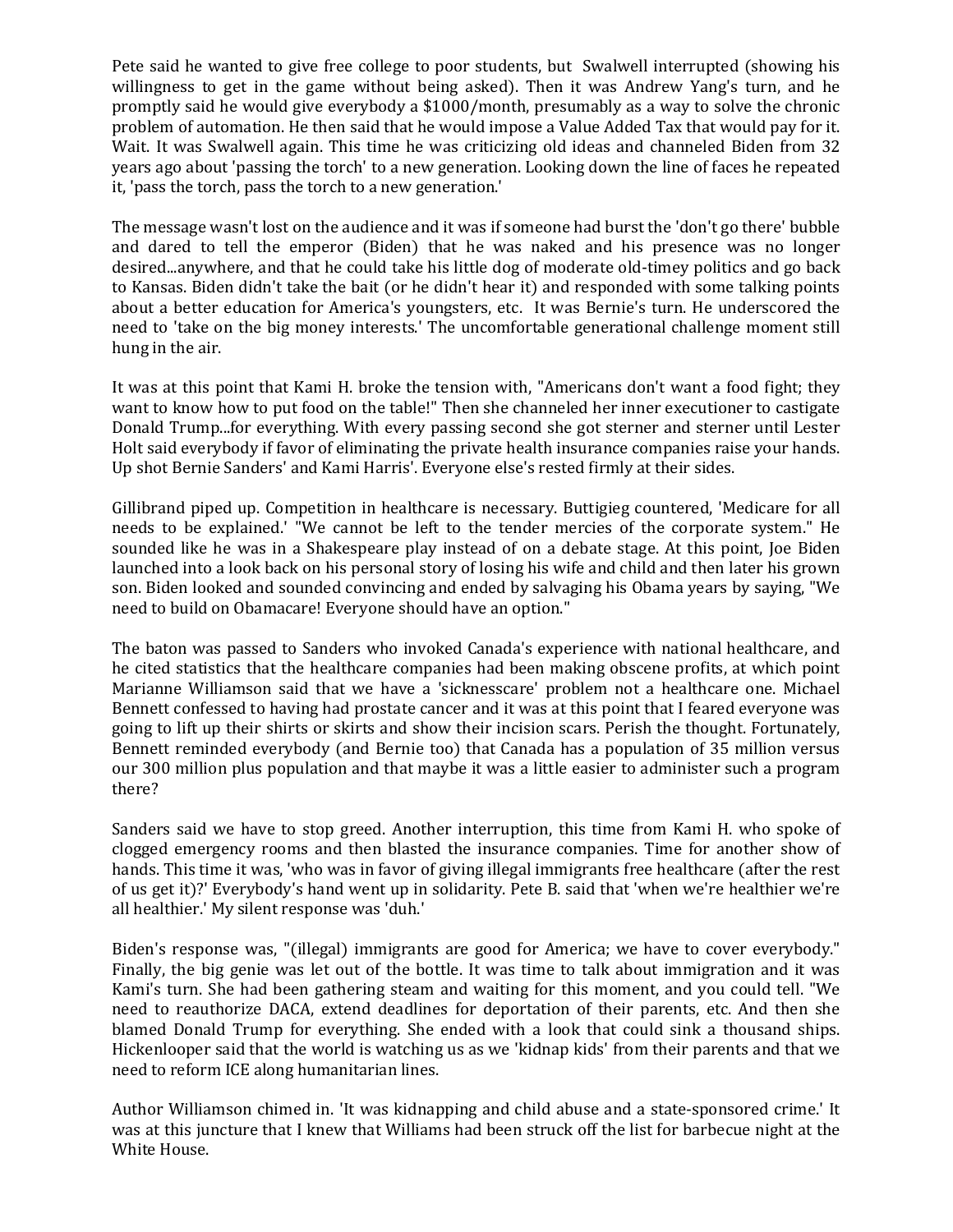Pete said he wanted to give free college to poor students, but Swalwell interrupted (showing his willingness to get in the game without being asked). Then it was Andrew Yang's turn, and he promptly said he would give everybody a $1000/month, presumably as a way to solve the chronic problem of automation. He then said that he would impose a Value Added Tax that would pay for it. Wait. It was Swalwell again. This time he was criticizing old ideas and channeled Biden from 32 years ago about 'passing the torch' to a new generation. Looking down the line of faces he repeated it, 'pass the torch, pass the torch to a new generation.'

The message wasn't lost on the audience and it was if someone had burst the 'don't go there' bubble and dared to tell the emperor (Biden) that he was naked and his presence was no longer desired...anywhere, and that he could take his little dog of moderate old-timey politics and go back to Kansas. Biden didn't take the bait (or he didn't hear it) and responded with some talking points about a better education for America's youngsters, etc. It was Bernie's turn. He underscored the need to 'take on the big money interests.' The uncomfortable generational challenge moment still hung in the air.

It was at this point that Kami H. broke the tension with, "Americans don't want a food fight; they want to know how to put food on the table!" Then she channeled her inner executioner to castigate Donald Trump...for everything. With every passing second she got sterner and sterner until Lester Holt said everybody if favor of eliminating the private health insurance companies raise your hands. Up shot Bernie Sanders' and Kami Harris'. Everyone else's rested firmly at their sides.

Gillibrand piped up. Competition in healthcare is necessary. Buttigieg countered, 'Medicare for all needs to be explained.' "We cannot be left to the tender mercies of the corporate system." He sounded like he was in a Shakespeare play instead of on a debate stage. At this point, Joe Biden launched into a look back on his personal story of losing his wife and child and then later his grown son. Biden looked and sounded convincing and ended by salvaging his Obama years by saying, "We need to build on Obamacare! Everyone should have an option."

The baton was passed to Sanders who invoked Canada's experience with national healthcare, and he cited statistics that the healthcare companies had been making obscene profits, at which point Marianne Williamson said that we have a 'sicknesscare' problem not a healthcare one. Michael Bennett confessed to having had prostate cancer and it was at this point that I feared everyone was going to lift up their shirts or skirts and show their incision scars. Perish the thought. Fortunately, Bennett reminded everybody (and Bernie too) that Canada has a population of 35 million versus our 300 million plus population and that maybe it was a little easier to administer such a program there?

Sanders said we have to stop greed. Another interruption, this time from Kami H. who spoke of clogged emergency rooms and then blasted the insurance companies. Time for another show of hands. This time it was, 'who was in favor of giving illegal immigrants free healthcare (after the rest of us get it)?' Everybody's hand went up in solidarity. Pete B. said that 'when we're healthier we're all healthier.' My silent response was 'duh.'

Biden's response was, "(illegal) immigrants are good for America; we have to cover everybody." Finally, the big genie was let out of the bottle. It was time to talk about immigration and it was Kami's turn. She had been gathering steam and waiting for this moment, and you could tell. "We need to reauthorize DACA, extend deadlines for deportation of their parents, etc. And then she blamed Donald Trump for everything. She ended with a look that could sink a thousand ships. Hickenlooper said that the world is watching us as we 'kidnap kids' from their parents and that we need to reform ICE along humanitarian lines.

Author Williamson chimed in. 'It was kidnapping and child abuse and a state-sponsored crime.' It was at this juncture that I knew that Williams had been struck off the list for barbecue night at the White House.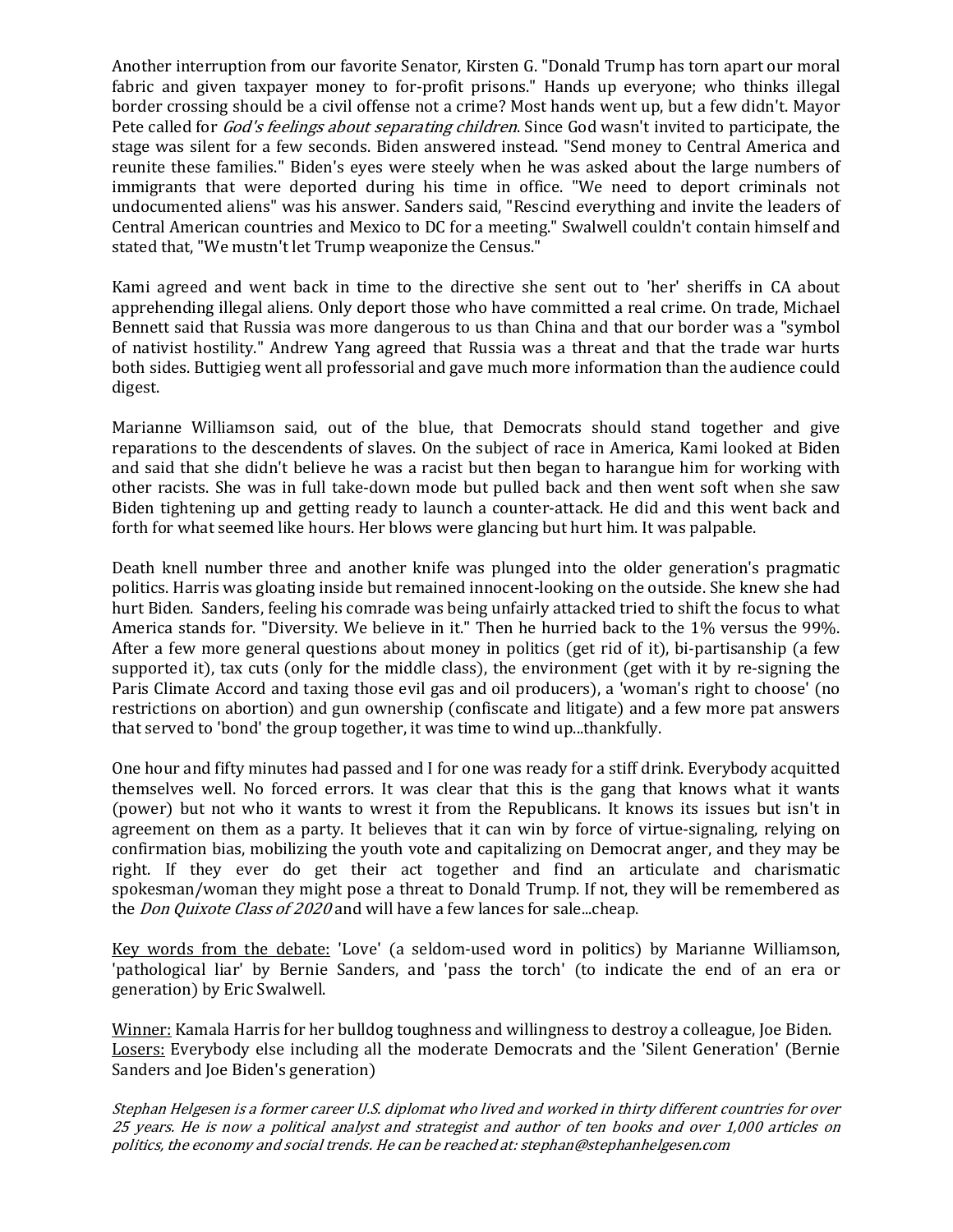Another interruption from our favorite Senator, Kirsten G. "Donald Trump has torn apart our moral fabric and given taxpayer money to for-profit prisons." Hands up everyone; who thinks illegal border crossing should be a civil offense not a crime? Most hands went up, but a few didn't. Mayor Pete called for *God's feelings about separating children*. Since God wasn't invited to participate, the stage was silent for a few seconds. Biden answered instead. "Send money to Central America and reunite these families." Biden's eyes were steely when he was asked about the large numbers of immigrants that were deported during his time in office. "We need to deport criminals not undocumented aliens" was his answer. Sanders said, "Rescind everything and invite the leaders of Central American countries and Mexico to DC for a meeting." Swalwell couldn't contain himself and stated that, "We mustn't let Trump weaponize the Census."

Kami agreed and went back in time to the directive she sent out to 'her' sheriffs in CA about apprehending illegal aliens. Only deport those who have committed a real crime. On trade, Michael Bennett said that Russia was more dangerous to us than China and that our border was a "symbol of nativist hostility." Andrew Yang agreed that Russia was a threat and that the trade war hurts both sides. Buttigieg went all professorial and gave much more information than the audience could digest.

Marianne Williamson said, out of the blue, that Democrats should stand together and give reparations to the descendents of slaves. On the subject of race in America, Kami looked at Biden and said that she didn't believe he was a racist but then began to harangue him for working with other racists. She was in full take-down mode but pulled back and then went soft when she saw Biden tightening up and getting ready to launch a counter-attack. He did and this went back and forth for what seemed like hours. Her blows were glancing but hurt him. It was palpable.

Death knell number three and another knife was plunged into the older generation's pragmatic politics. Harris was gloating inside but remained innocent-looking on the outside. She knew she had hurt Biden. Sanders, feeling his comrade was being unfairly attacked tried to shift the focus to what America stands for. "Diversity. We believe in it." Then he hurried back to the 1% versus the 99%. After a few more general questions about money in politics (get rid of it), bi-partisanship (a few supported it), tax cuts (only for the middle class), the environment (get with it by re-signing the Paris Climate Accord and taxing those evil gas and oil producers), a 'woman's right to choose' (no restrictions on abortion) and gun ownership (confiscate and litigate) and a few more pat answers that served to 'bond' the group together, it was time to wind up...thankfully.

One hour and fifty minutes had passed and I for one was ready for a stiff drink. Everybody acquitted themselves well. No forced errors. It was clear that this is the gang that knows what it wants (power) but not who it wants to wrest it from the Republicans. It knows its issues but isn't in agreement on them as a party. It believes that it can win by force of virtue-signaling, relying on confirmation bias, mobilizing the youth vote and capitalizing on Democrat anger, and they may be right. If they ever do get their act together and find an articulate and charismatic spokesman/woman they might pose a threat to Donald Trump. If not, they will be remembered as the *Don Quixote Class of 2020* and will have a few lances for sale...cheap.

Key words from the debate: 'Love' (a seldom-used word in politics) by Marianne Williamson, 'pathological liar' by Bernie Sanders, and 'pass the torch' (to indicate the end of an era or generation) by Eric Swalwell.

Winner: Kamala Harris for her bulldog toughness and willingness to destroy a colleague, Joe Biden.
Losers: Everybody else including all the moderate Democrats and the 'Silent Generation' (Bernie Sanders and Joe Biden's generation)

*Stephan Helgesen is a former career U.S. diplomat who lived and worked in thirty different countries for over 25 years. He is now a political analyst and strategist and author of ten books and over 1,000 articles on politics, the economy and social trends. He can be reached at: stephan@stephanhelgesen.com*